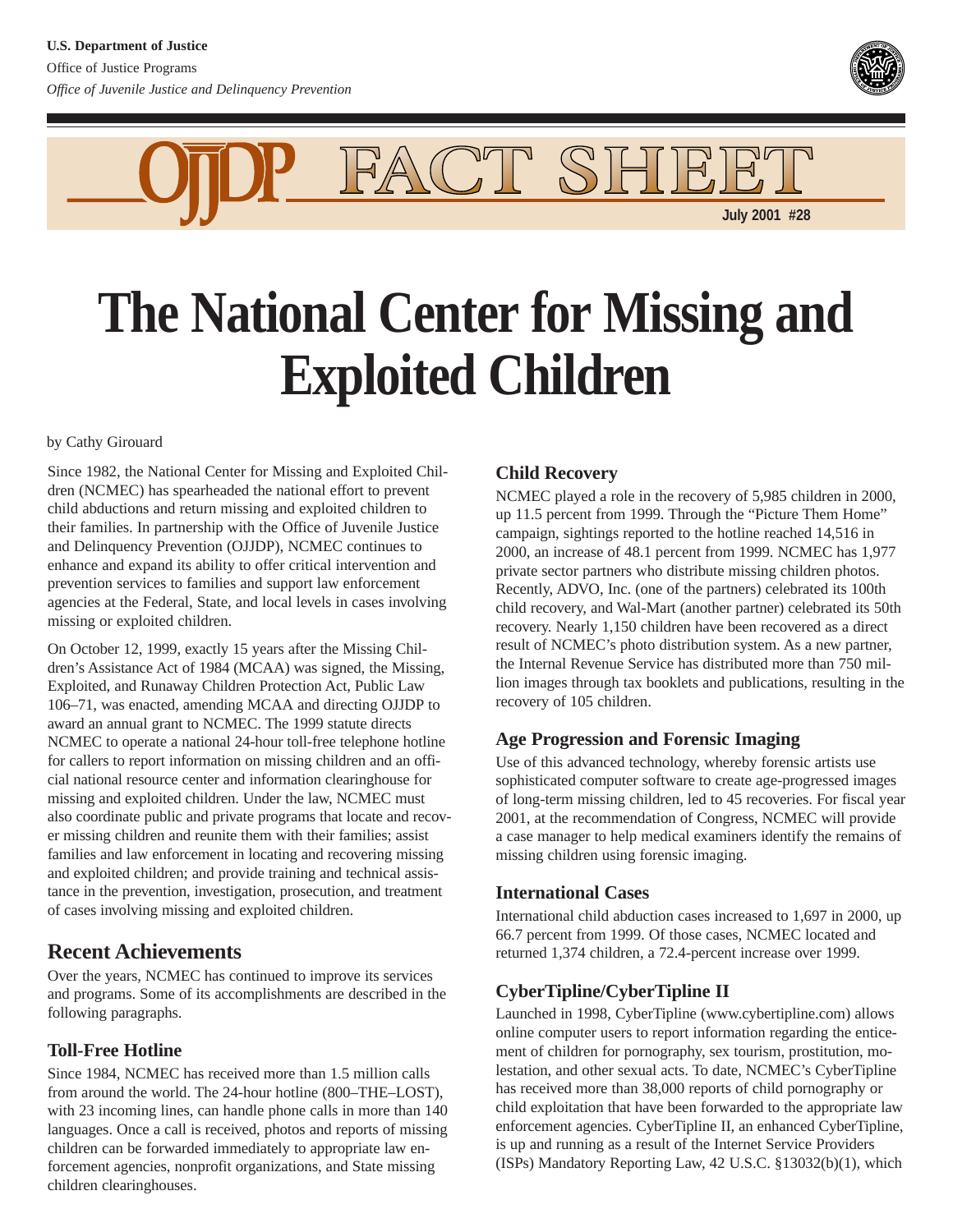U.S. Department of Justice

Office of Justice Programs

*Office of Juvenile Justice and Delinquency Prevention*

OJJDP FACT SHEET

July 2001 #28

# The National Center for Missing and Exploited Children

by Cathy Girouard

Since 1982, the National Center for Missing and Exploited Children (NCMEC) has spearheaded the national effort to prevent child abductions and return missing and exploited children to their families. In partnership with the Office of Juvenile Justice and Delinquency Prevention (OJJDP), NCMEC continues to enhance and expand its ability to offer critical intervention and prevention services to families and support law enforcement agencies at the Federal, State, and local levels in cases involving missing or exploited children.

On October 12, 1999, exactly 15 years after the Missing Children's Assistance Act of 1984 (MCAA) was signed, the Missing, Exploited, and Runaway Children Protection Act, Public Law 106–71, was enacted, amending MCAA and directing OJJDP to award an annual grant to NCMEC. The 1999 statute directs NCMEC to operate a national 24-hour toll-free telephone hotline for callers to report information on missing children and an official national resource center and information clearinghouse for missing and exploited children. Under the law, NCMEC must also coordinate public and private programs that locate and recover missing children and reunite them with their families; assist families and law enforcement in locating and recovering missing and exploited children; and provide training and technical assistance in the prevention, investigation, prosecution, and treatment of cases involving missing and exploited children.

## Recent Achievements

Over the years, NCMEC has continued to improve its services and programs. Some of its accomplishments are described in the following paragraphs.

### Toll-Free Hotline

Since 1984, NCMEC has received more than 1.5 million calls from around the world. The 24-hour hotline (800–THE–LOST), with 23 incoming lines, can handle phone calls in more than 140 languages. Once a call is received, photos and reports of missing children can be forwarded immediately to appropriate law enforcement agencies, nonprofit organizations, and State missing children clearinghouses.

### Child Recovery

NCMEC played a role in the recovery of 5,985 children in 2000, up 11.5 percent from 1999. Through the "Picture Them Home" campaign, sightings reported to the hotline reached 14,516 in 2000, an increase of 48.1 percent from 1999. NCMEC has 1,977 private sector partners who distribute missing children photos. Recently, ADVO, Inc. (one of the partners) celebrated its 100th child recovery, and Wal-Mart (another partner) celebrated its 50th recovery. Nearly 1,150 children have been recovered as a direct result of NCMEC's photo distribution system. As a new partner, the Internal Revenue Service has distributed more than 750 million images through tax booklets and publications, resulting in the recovery of 105 children.

### Age Progression and Forensic Imaging

Use of this advanced technology, whereby forensic artists use sophisticated computer software to create age-progressed images of long-term missing children, led to 45 recoveries. For fiscal year 2001, at the recommendation of Congress, NCMEC will provide a case manager to help medical examiners identify the remains of missing children using forensic imaging.

### International Cases

International child abduction cases increased to 1,697 in 2000, up 66.7 percent from 1999. Of those cases, NCMEC located and returned 1,374 children, a 72.4-percent increase over 1999.

### CyberTipline/CyberTipline II

Launched in 1998, CyberTipline (www.cybertipline.com) allows online computer users to report information regarding the enticement of children for pornography, sex tourism, prostitution, molestation, and other sexual acts. To date, NCMEC's CyberTipline has received more than 38,000 reports of child pornography or child exploitation that have been forwarded to the appropriate law enforcement agencies. CyberTipline II, an enhanced CyberTipline, is up and running as a result of the Internet Service Providers (ISPs) Mandatory Reporting Law, 42 U.S.C. §13032(b)(1), which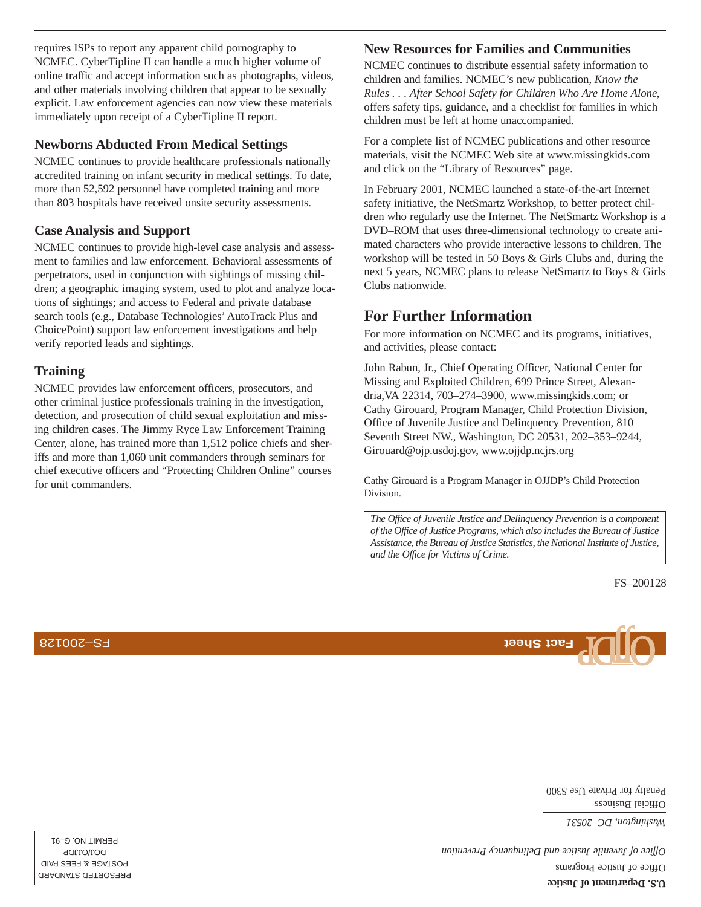requires ISPs to report any apparent child pornography to NCMEC. CyberTipline II can handle a much higher volume of online traffic and accept information such as photographs, videos, and other materials involving children that appear to be sexually explicit. Law enforcement agencies can now view these materials immediately upon receipt of a CyberTipline II report.

### Newborns Abducted From Medical Settings

NCMEC continues to provide healthcare professionals nationally accredited training on infant security in medical settings. To date, more than 52,592 personnel have completed training and more than 803 hospitals have received onsite security assessments.

### Case Analysis and Support

NCMEC continues to provide high-level case analysis and assessment to families and law enforcement. Behavioral assessments of perpetrators, used in conjunction with sightings of missing children; a geographic imaging system, used to plot and analyze locations of sightings; and access to Federal and private database search tools (e.g., Database Technologies' AutoTrack Plus and ChoicePoint) support law enforcement investigations and help verify reported leads and sightings.

### Training

NCMEC provides law enforcement officers, prosecutors, and other criminal justice professionals training in the investigation, detection, and prosecution of child sexual exploitation and missing children cases. The Jimmy Ryce Law Enforcement Training Center, alone, has trained more than 1,512 police chiefs and sheriffs and more than 1,060 unit commanders through seminars for chief executive officers and "Protecting Children Online" courses for unit commanders.

### New Resources for Families and Communities

NCMEC continues to distribute essential safety information to children and families. NCMEC's new publication, *Know the Rules . . . After School Safety for Children Who Are Home Alone*, offers safety tips, guidance, and a checklist for families in which children must be left at home unaccompanied.

For a complete list of NCMEC publications and other resource materials, visit the NCMEC Web site at www.missingkids.com and click on the "Library of Resources" page.

In February 2001, NCMEC launched a state-of-the-art Internet safety initiative, the NetSmartz Workshop, to better protect children who regularly use the Internet. The NetSmartz Workshop is a DVD–ROM that uses three-dimensional technology to create animated characters who provide interactive lessons to children. The workshop will be tested in 50 Boys & Girls Clubs and, during the next 5 years, NCMEC plans to release NetSmartz to Boys & Girls Clubs nationwide.

## For Further Information

For more information on NCMEC and its programs, initiatives, and activities, please contact:

John Rabun, Jr., Chief Operating Officer, National Center for Missing and Exploited Children, 699 Prince Street, Alexandria,VA 22314, 703–274–3900, www.missingkids.com; or Cathy Girouard, Program Manager, Child Protection Division, Office of Juvenile Justice and Delinquency Prevention, 810 Seventh Street NW., Washington, DC 20531, 202–353–9244, Girouard@ojp.usdoj.gov, www.ojjdp.ncjrs.org

Cathy Girouard is a Program Manager in OJJDP's Child Protection Division.

*The Office of Juvenile Justice and Delinquency Prevention is a component of the Office of Justice Programs, which also includes the Bureau of Justice Assistance, the Bureau of Justice Statistics, the National Institute of Justice, and the Office for Victims of Crime.*

FS–200128

OJJDP **Fact Sheet** FS–200128

**U.S. Department of Justice**
Office of Justice Programs
*Office of Juvenile Justice and Delinquency Prevention*
*Washington, DC 20531*

Official Business
Penalty for Private Use $300

PRESORTED STANDARD
POSTAGE & FEES PAID
DOJ/OJJDP
PERMIT NO. G–91